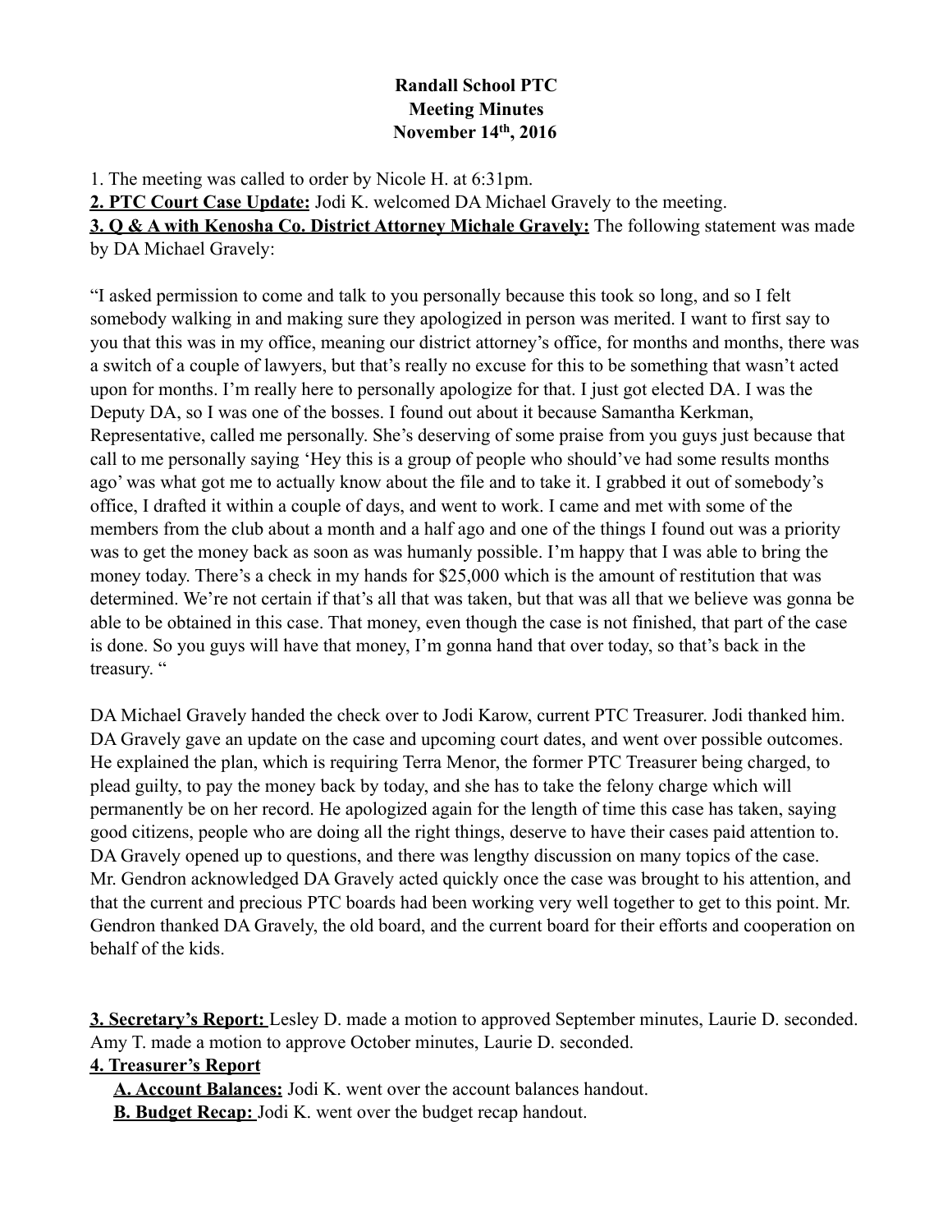# Randall School PTC
## Meeting Minutes
### November 14th, 2016

1. The meeting was called to order by Nicole H. at 6:31pm.

**2. PTC Court Case Update:** Jodi K. welcomed DA Michael Gravely to the meeting.

**3. Q & A with Kenosha Co. District Attorney Michale Gravely:** The following statement was made by DA Michael Gravely:

"I asked permission to come and talk to you personally because this took so long, and so I felt somebody walking in and making sure they apologized in person was merited. I want to first say to you that this was in my office, meaning our district attorney's office, for months and months, there was a switch of a couple of lawyers, but that's really no excuse for this to be something that wasn't acted upon for months. I'm really here to personally apologize for that. I just got elected DA. I was the Deputy DA, so I was one of the bosses. I found out about it because Samantha Kerkman, Representative, called me personally. She's deserving of some praise from you guys just because that call to me personally saying 'Hey this is a group of people who should've had some results months ago' was what got me to actually know about the file and to take it. I grabbed it out of somebody's office, I drafted it within a couple of days, and went to work. I came and met with some of the members from the club about a month and a half ago and one of the things I found out was a priority was to get the money back as soon as was humanly possible. I'm happy that I was able to bring the money today. There's a check in my hands for $25,000 which is the amount of restitution that was determined. We're not certain if that's all that was taken, but that was all that we believe was gonna be able to be obtained in this case. That money, even though the case is not finished, that part of the case is done. So you guys will have that money, I'm gonna hand that over today, so that's back in the treasury. "

DA Michael Gravely handed the check over to Jodi Karow, current PTC Treasurer. Jodi thanked him. DA Gravely gave an update on the case and upcoming court dates, and went over possible outcomes. He explained the plan, which is requiring Terra Menor, the former PTC Treasurer being charged, to plead guilty, to pay the money back by today, and she has to take the felony charge which will permanently be on her record. He apologized again for the length of time this case has taken, saying good citizens, people who are doing all the right things, deserve to have their cases paid attention to. DA Gravely opened up to questions, and there was lengthy discussion on many topics of the case. Mr. Gendron acknowledged DA Gravely acted quickly once the case was brought to his attention, and that the current and precious PTC boards had been working very well together to get to this point. Mr. Gendron thanked DA Gravely, the old board, and the current board for their efforts and cooperation on behalf of the kids.

**3. Secretary's Report:** Lesley D. made a motion to approved September minutes, Laurie D. seconded. Amy T. made a motion to approve October minutes, Laurie D. seconded.

**4. Treasurer's Report**

- **A. Account Balances:** Jodi K. went over the account balances handout.
- **B. Budget Recap:** Jodi K. went over the budget recap handout.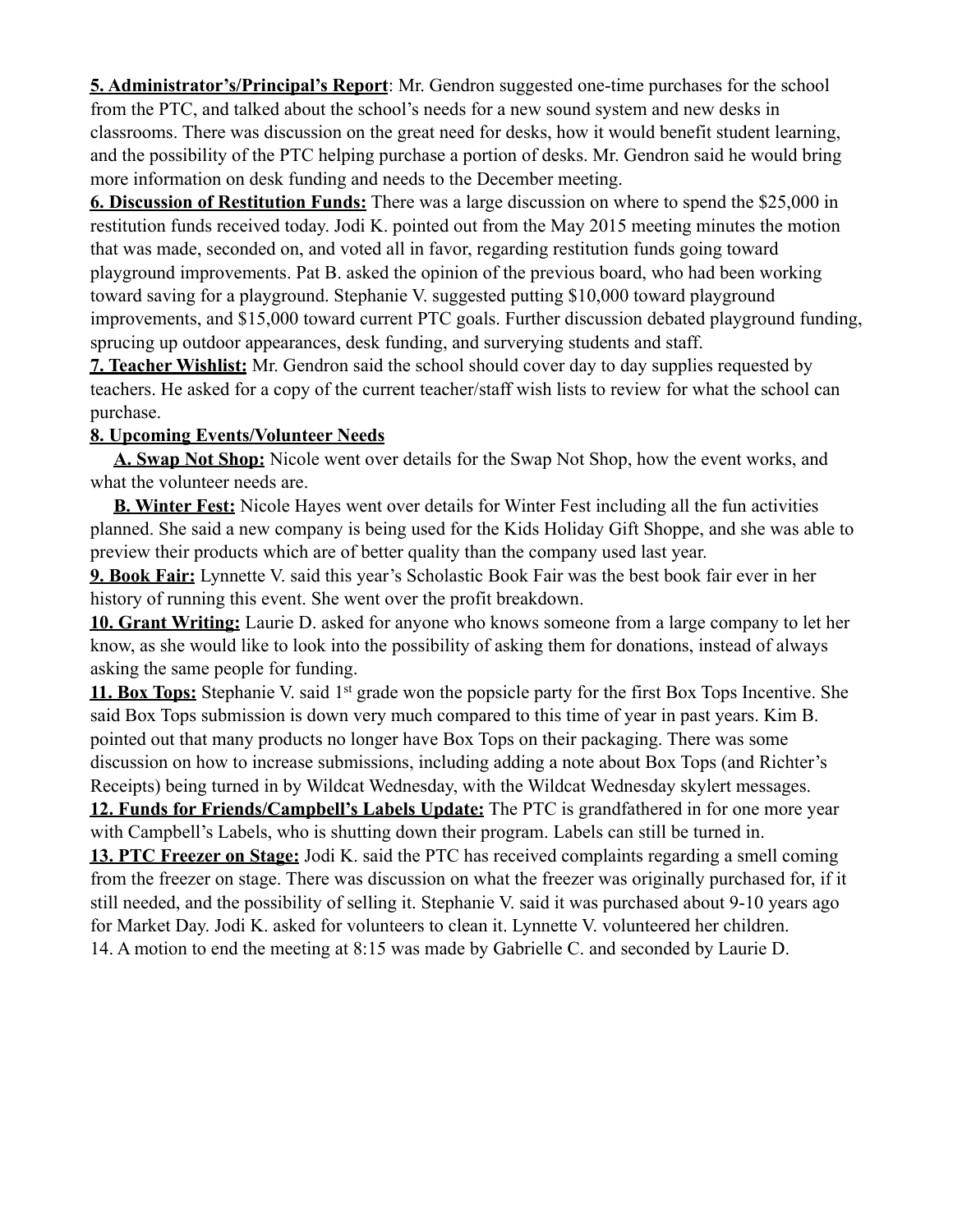**5. Administrator's/Principal's Report**: Mr. Gendron suggested one-time purchases for the school from the PTC, and talked about the school's needs for a new sound system and new desks in classrooms. There was discussion on the great need for desks, how it would benefit student learning, and the possibility of the PTC helping purchase a portion of desks. Mr. Gendron said he would bring more information on desk funding and needs to the December meeting.

**6. Discussion of Restitution Funds:** There was a large discussion on where to spend the $25,000 in restitution funds received today. Jodi K. pointed out from the May 2015 meeting minutes the motion that was made, seconded on, and voted all in favor, regarding restitution funds going toward playground improvements. Pat B. asked the opinion of the previous board, who had been working toward saving for a playground. Stephanie V. suggested putting $10,000 toward playground improvements, and $15,000 toward current PTC goals. Further discussion debated playground funding, sprucing up outdoor appearances, desk funding, and surverying students and staff.

**7. Teacher Wishlist:** Mr. Gendron said the school should cover day to day supplies requested by teachers. He asked for a copy of the current teacher/staff wish lists to review for what the school can purchase.

**8. Upcoming Events/Volunteer Needs**

**A. Swap Not Shop:** Nicole went over details for the Swap Not Shop, how the event works, and what the volunteer needs are.

**B. Winter Fest:** Nicole Hayes went over details for Winter Fest including all the fun activities planned. She said a new company is being used for the Kids Holiday Gift Shoppe, and she was able to preview their products which are of better quality than the company used last year.

**9. Book Fair:** Lynnette V. said this year's Scholastic Book Fair was the best book fair ever in her history of running this event. She went over the profit breakdown.

**10. Grant Writing:** Laurie D. asked for anyone who knows someone from a large company to let her know, as she would like to look into the possibility of asking them for donations, instead of always asking the same people for funding.

**11. Box Tops:** Stephanie V. said 1st grade won the popsicle party for the first Box Tops Incentive. She said Box Tops submission is down very much compared to this time of year in past years. Kim B. pointed out that many products no longer have Box Tops on their packaging. There was some discussion on how to increase submissions, including adding a note about Box Tops (and Richter's Receipts) being turned in by Wildcat Wednesday, with the Wildcat Wednesday skylert messages.

**12. Funds for Friends/Campbell's Labels Update:** The PTC is grandfathered in for one more year with Campbell's Labels, who is shutting down their program. Labels can still be turned in.

**13. PTC Freezer on Stage:** Jodi K. said the PTC has received complaints regarding a smell coming from the freezer on stage. There was discussion on what the freezer was originally purchased for, if it still needed, and the possibility of selling it. Stephanie V. said it was purchased about 9-10 years ago for Market Day. Jodi K. asked for volunteers to clean it. Lynnette V. volunteered her children.

14. A motion to end the meeting at 8:15 was made by Gabrielle C. and seconded by Laurie D.